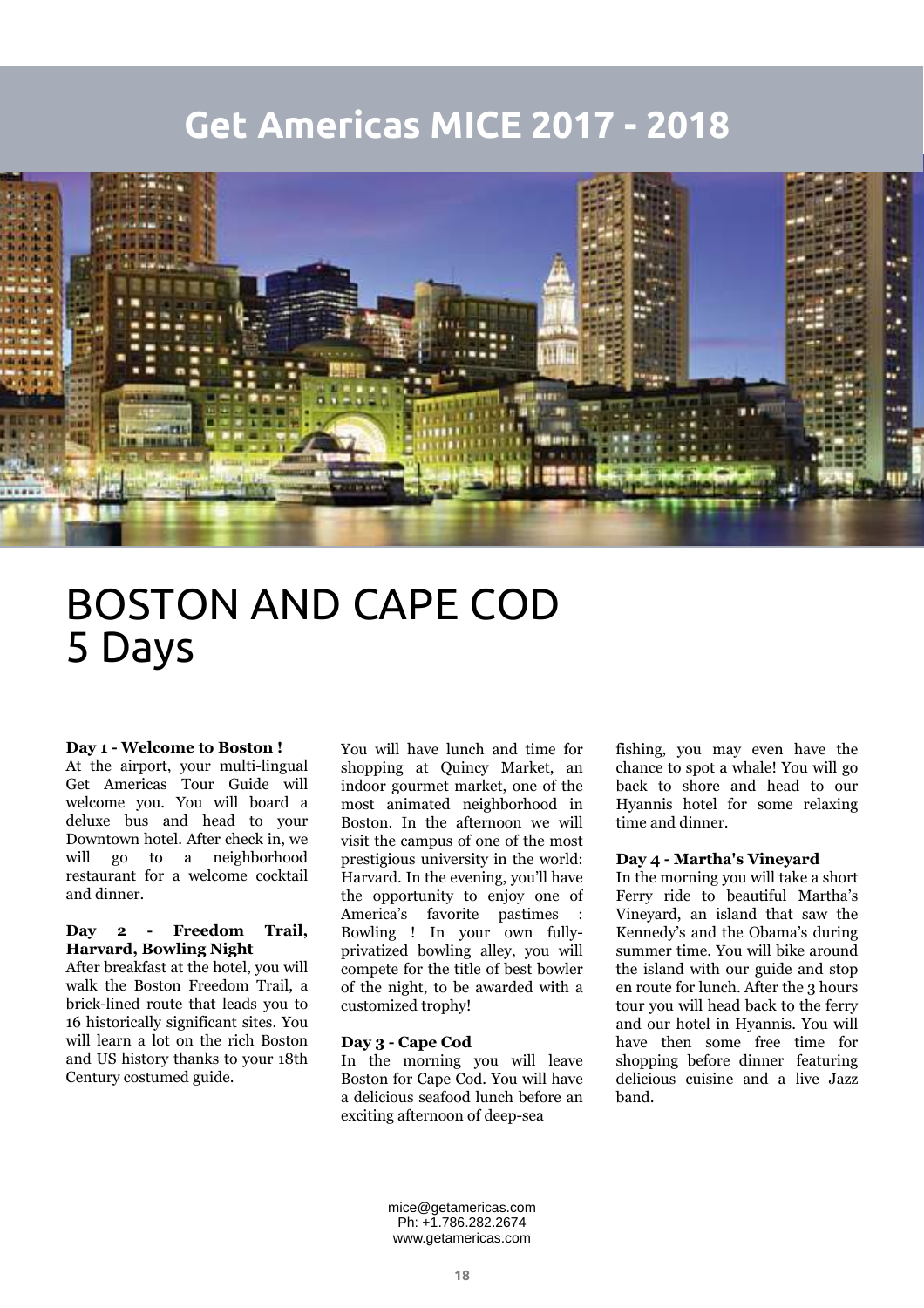# Get Americas MICE 2017 - 2018

# BOSTON AND CAPE COD
# 5 Days

**Day 1 - Welcome to Boston !**
At the airport, your multi-lingual Get Americas Tour Guide will welcome you. You will board a deluxe bus and head to your Downtown hotel. After check in, we will go to a neighborhood restaurant for a welcome cocktail and dinner.

**Day 2 - Freedom Trail, Harvard, Bowling Night**
After breakfast at the hotel, you will walk the Boston Freedom Trail, a brick-lined route that leads you to 16 historically significant sites. You will learn a lot on the rich Boston and US history thanks to your 18th Century costumed guide.

You will have lunch and time for shopping at Quincy Market, an indoor gourmet market, one of the most animated neighborhood in Boston. In the afternoon we will visit the campus of one of the most prestigious university in the world: Harvard. In the evening, you'll have the opportunity to enjoy one of America's favorite pastimes : Bowling ! In your own fully-privatized bowling alley, you will compete for the title of best bowler of the night, to be awarded with a customized trophy!

**Day 3 - Cape Cod**
In the morning you will leave Boston for Cape Cod. You will have a delicious seafood lunch before an exciting afternoon of deep-sea fishing, you may even have the chance to spot a whale! You will go back to shore and head to our Hyannis hotel for some relaxing time and dinner.

**Day 4 - Martha's Vineyard**
In the morning you will take a short Ferry ride to beautiful Martha's Vineyard, an island that saw the Kennedy's and the Obama's during summer time. You will bike around the island with our guide and stop en route for lunch. After the 3 hours tour you will head back to the ferry and our hotel in Hyannis. You will have then some free time for shopping before dinner featuring delicious cuisine and a live Jazz band.

mice@getamericas.com
Ph: +1.786.282.2674
www.getamericas.com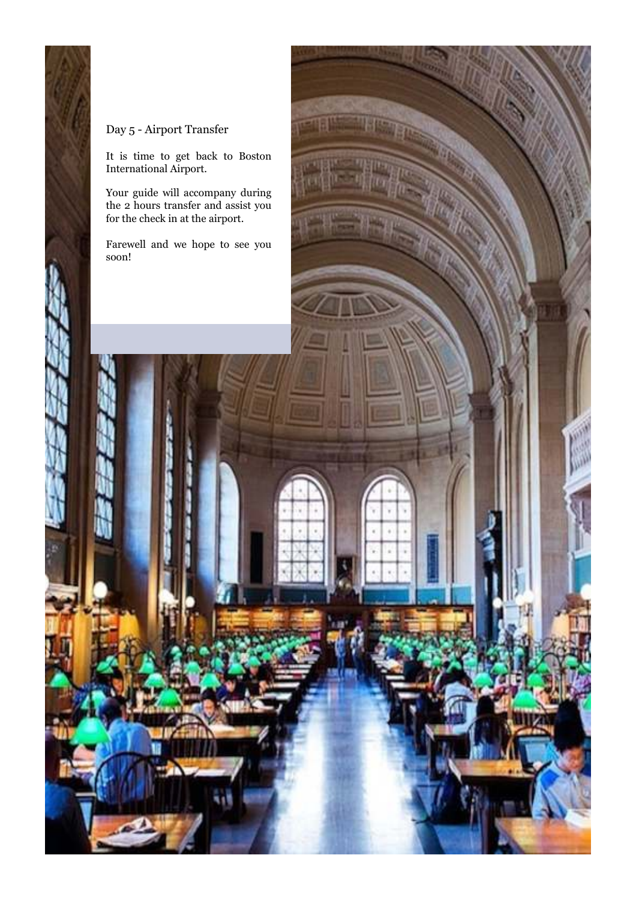## Day 5 - Airport Transfer

It is time to get back to Boston International Airport.

Your guide will accompany during the 2 hours transfer and assist you for the check in at the airport.

Farewell and we hope to see you soon!